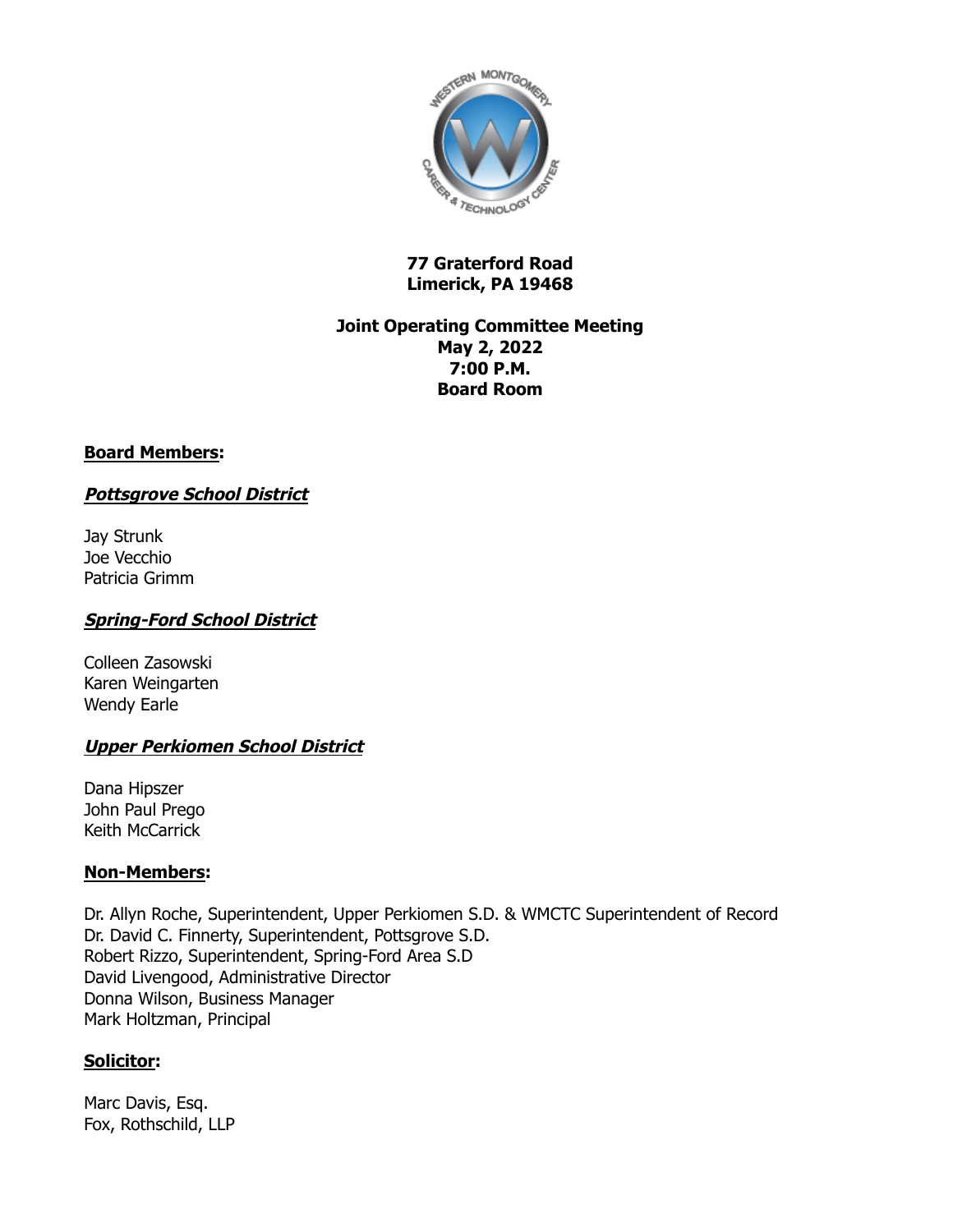**77 Graterford Road**
**Limerick, PA 19468**

**Joint Operating Committee Meeting**
**May 2, 2022**
**7:00 P.M.**
**Board Room**

## Board Members:

### *Pottsgrove School District*

Jay Strunk
Joe Vecchio
Patricia Grimm

### *Spring-Ford School District*

Colleen Zasowski
Karen Weingarten
Wendy Earle

### *Upper Perkiomen School District*

Dana Hipszer
John Paul Prego
Keith McCarrick

## Non-Members:

Dr. Allyn Roche, Superintendent, Upper Perkiomen S.D. & WMCTC Superintendent of Record
Dr. David C. Finnerty, Superintendent, Pottsgrove S.D.
Robert Rizzo, Superintendent, Spring-Ford Area S.D
David Livengood, Administrative Director
Donna Wilson, Business Manager
Mark Holtzman, Principal

## Solicitor:

Marc Davis, Esq.
Fox, Rothschild, LLP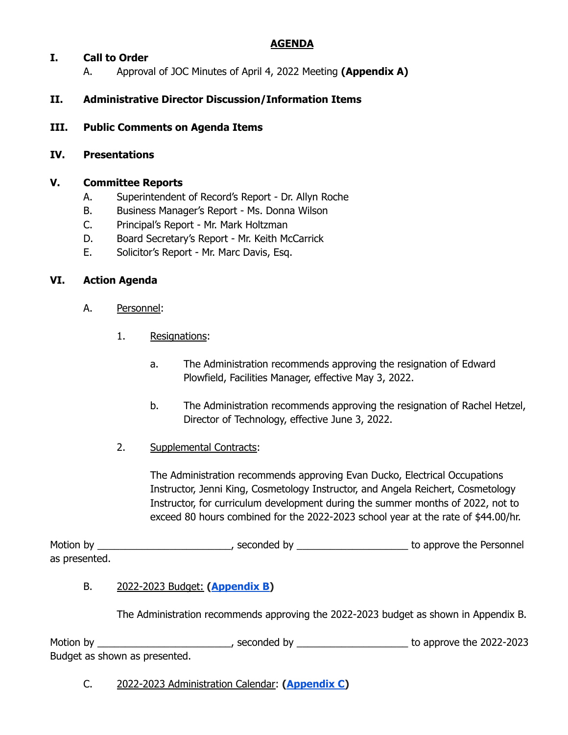# AGENDA

## I. Call to Order

A. Approval of JOC Minutes of April 4, 2022 Meeting **(Appendix A)**

## II. Administrative Director Discussion/Information Items

## III. Public Comments on Agenda Items

## IV. Presentations

## V. Committee Reports

A. Superintendent of Record's Report - Dr. Allyn Roche
B. Business Manager's Report - Ms. Donna Wilson
C. Principal's Report - Mr. Mark Holtzman
D. Board Secretary's Report - Mr. Keith McCarrick
E. Solicitor's Report - Mr. Marc Davis, Esq.

## VI. Action Agenda

A. Personnel:

1. Resignations:

   a. The Administration recommends approving the resignation of Edward Plowfield, Facilities Manager, effective May 3, 2022.

   b. The Administration recommends approving the resignation of Rachel Hetzel, Director of Technology, effective June 3, 2022.

2. Supplemental Contracts:

   The Administration recommends approving Evan Ducko, Electrical Occupations Instructor, Jenni King, Cosmetology Instructor, and Angela Reichert, Cosmetology Instructor, for curriculum development during the summer months of 2022, not to exceed 80 hours combined for the 2022-2023 school year at the rate of $44.00/hr.

Motion by ________________________, seconded by ____________________ to approve the Personnel as presented.

B. 2022-2023 Budget: **(Appendix B)**

The Administration recommends approving the 2022-2023 budget as shown in Appendix B.

Motion by ________________________, seconded by ____________________ to approve the 2022-2023 Budget as shown as presented.

C. 2022-2023 Administration Calendar: **(Appendix C)**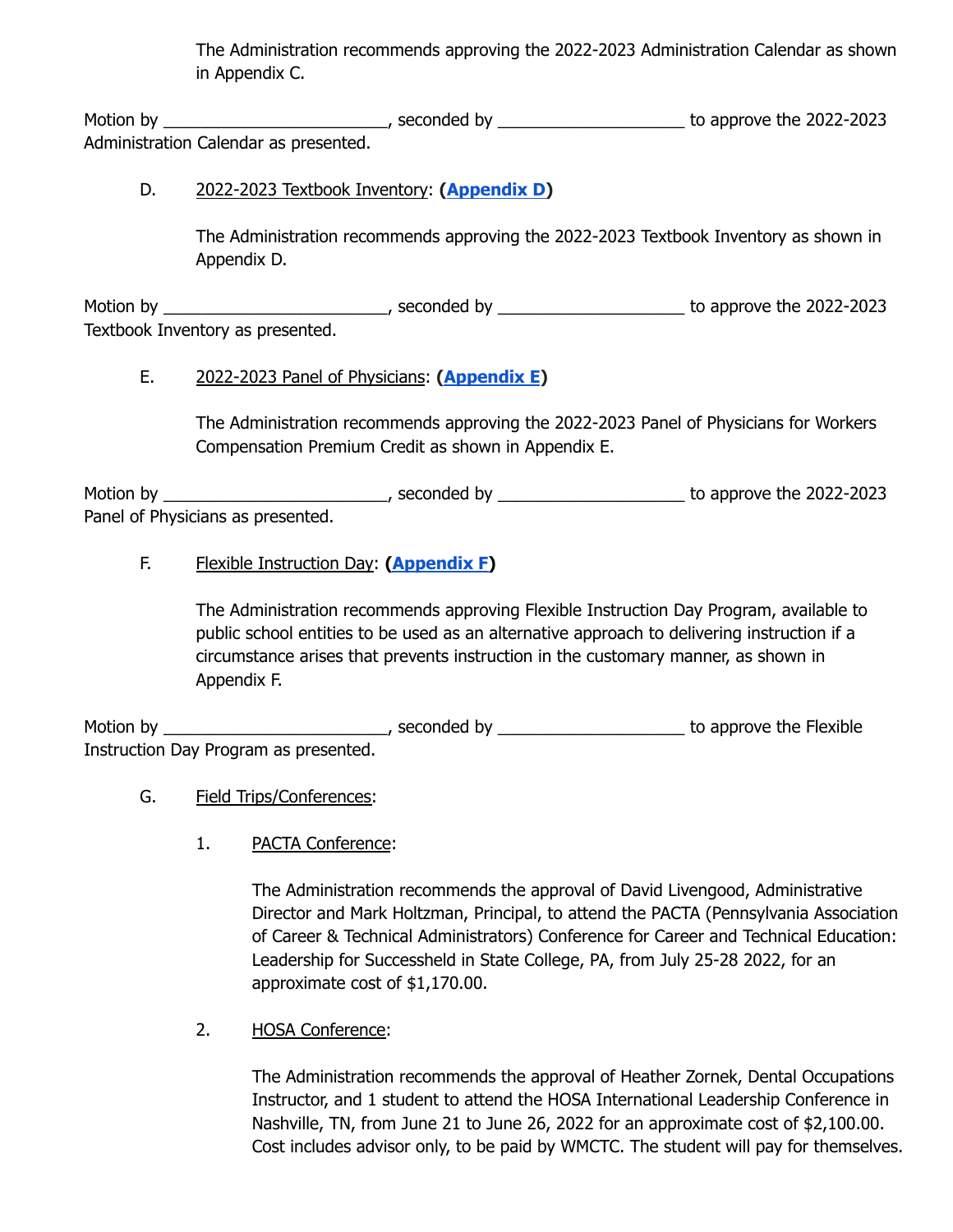The Administration recommends approving the 2022-2023 Administration Calendar as shown in Appendix C.

Motion by ________________________, seconded by ____________________ to approve the 2022-2023 Administration Calendar as presented.

D. 2022-2023 Textbook Inventory: (**Appendix D**)

The Administration recommends approving the 2022-2023 Textbook Inventory as shown in Appendix D.

Motion by ________________________, seconded by ____________________ to approve the 2022-2023 Textbook Inventory as presented.

E. 2022-2023 Panel of Physicians: (**Appendix E**)

The Administration recommends approving the 2022-2023 Panel of Physicians for Workers Compensation Premium Credit as shown in Appendix E.

Motion by ________________________, seconded by ____________________ to approve the 2022-2023 Panel of Physicians as presented.

F. Flexible Instruction Day: (**Appendix F**)

The Administration recommends approving Flexible Instruction Day Program, available to public school entities to be used as an alternative approach to delivering instruction if a circumstance arises that prevents instruction in the customary manner, as shown in Appendix F.

Motion by ________________________, seconded by ____________________ to approve the Flexible Instruction Day Program as presented.

G. Field Trips/Conferences:

1. PACTA Conference:

The Administration recommends the approval of David Livengood, Administrative Director and Mark Holtzman, Principal, to attend the PACTA (Pennsylvania Association of Career & Technical Administrators) Conference for Career and Technical Education: Leadership for Successheld in State College, PA, from July 25-28 2022, for an approximate cost of $1,170.00.

2. HOSA Conference:

The Administration recommends the approval of Heather Zornek, Dental Occupations Instructor, and 1 student to attend the HOSA International Leadership Conference in Nashville, TN, from June 21 to June 26, 2022 for an approximate cost of $2,100.00. Cost includes advisor only, to be paid by WMCTC. The student will pay for themselves.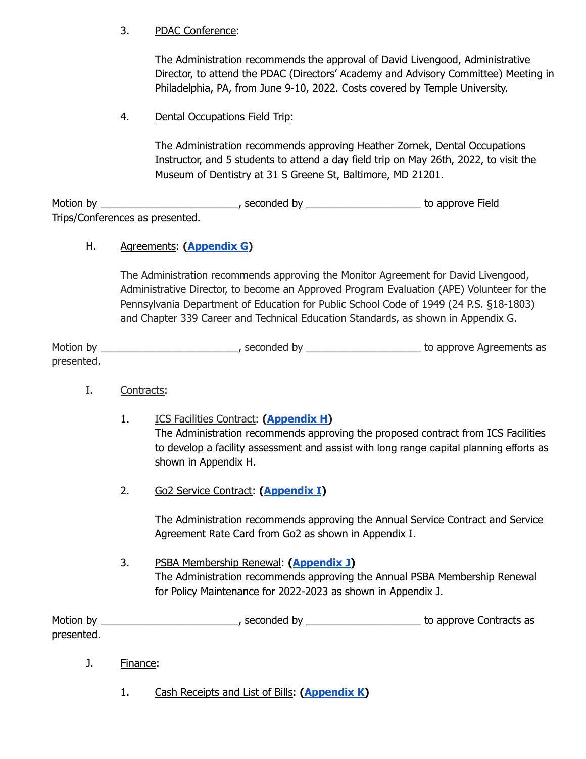3. <u>PDAC Conference</u>:

   The Administration recommends the approval of David Livengood, Administrative Director, to attend the PDAC (Directors' Academy and Advisory Committee) Meeting in Philadelphia, PA, from June 9-10, 2022. Costs covered by Temple University.

4. <u>Dental Occupations Field Trip</u>:

   The Administration recommends approving Heather Zornek, Dental Occupations Instructor, and 5 students to attend a day field trip on May 26th, 2022, to visit the Museum of Dentistry at 31 S Greene St, Baltimore, MD 21201.

Motion by ________________________, seconded by ____________________ to approve Field Trips/Conferences as presented.

H. <u>Agreements</u>: (**Appendix G**)

   The Administration recommends approving the Monitor Agreement for David Livengood, Administrative Director, to become an Approved Program Evaluation (APE) Volunteer for the Pennsylvania Department of Education for Public School Code of 1949 (24 P.S. §18-1803) and Chapter 339 Career and Technical Education Standards, as shown in Appendix G.

Motion by ________________________, seconded by ____________________ to approve Agreements as presented.

I. <u>Contracts</u>:

1. <u>ICS Facilities Contract</u>: (**Appendix H**)
   The Administration recommends approving the proposed contract from ICS Facilities to develop a facility assessment and assist with long range capital planning efforts as shown in Appendix H.

2. <u>Go2 Service Contract</u>: (**Appendix I**)

   The Administration recommends approving the Annual Service Contract and Service Agreement Rate Card from Go2 as shown in Appendix I.

3. <u>PSBA Membership Renewal</u>: (**Appendix J**)
   The Administration recommends approving the Annual PSBA Membership Renewal for Policy Maintenance for 2022-2023 as shown in Appendix J.

Motion by ________________________, seconded by ____________________ to approve Contracts as presented.

J. <u>Finance</u>:

1. <u>Cash Receipts and List of Bills</u>: (**Appendix K**)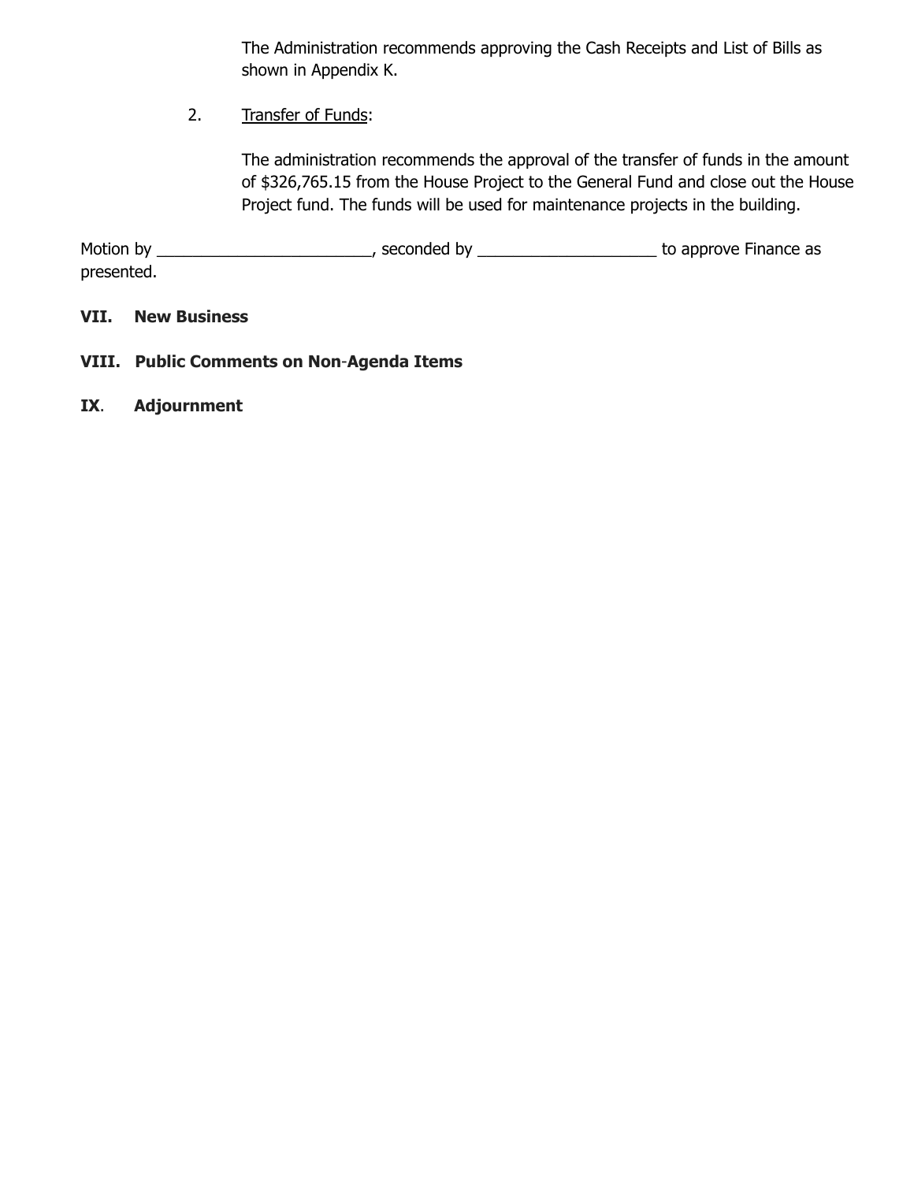The Administration recommends approving the Cash Receipts and List of Bills as shown in Appendix K.

2. Transfer of Funds:

The administration recommends the approval of the transfer of funds in the amount of $326,765.15 from the House Project to the General Fund and close out the House Project fund. The funds will be used for maintenance projects in the building.

Motion by ________________________, seconded by ____________________ to approve Finance as presented.

## VII. New Business

## VIII. Public Comments on Non-Agenda Items

## IX. Adjournment